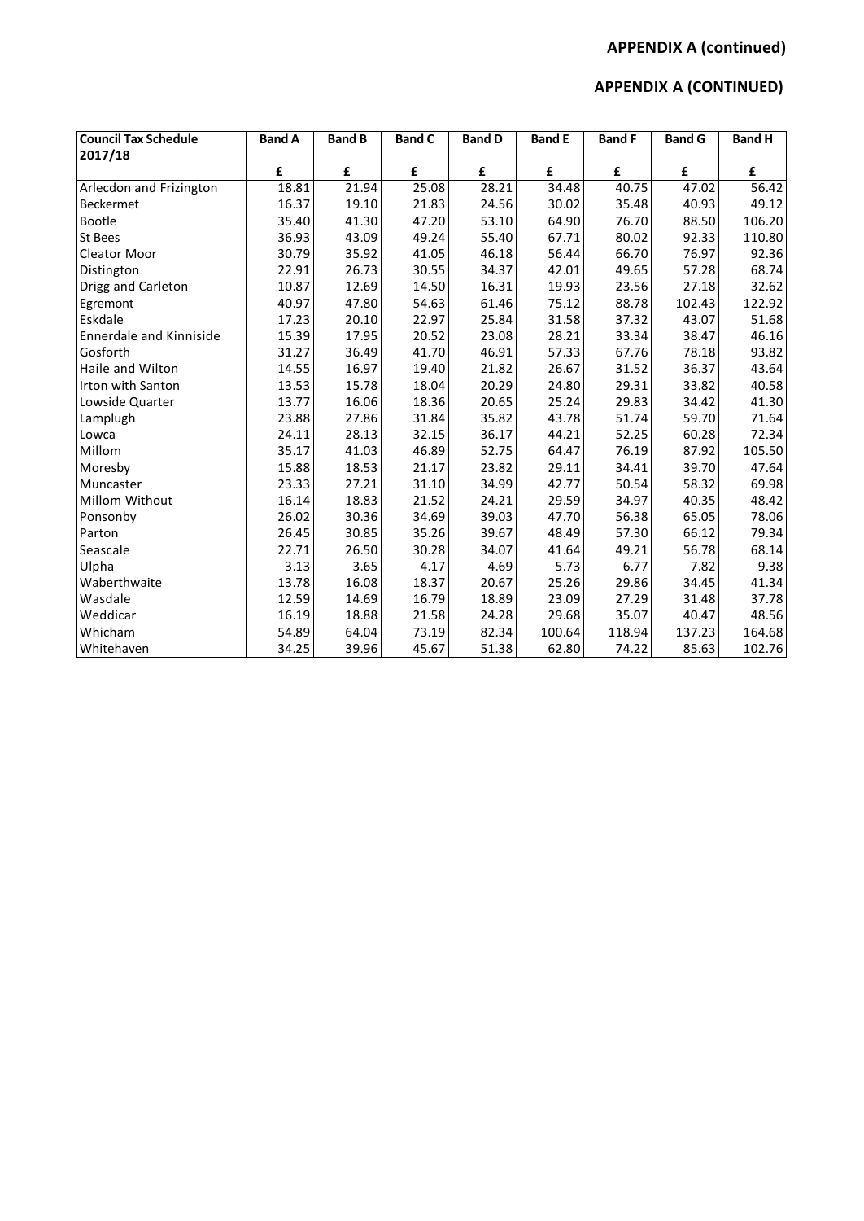## APPENDIX A (continued)

## APPENDIX A (CONTINUED)

| Council Tax Schedule 2017/18 | Band A | Band B | Band C | Band D | Band E | Band F | Band G | Band H |
|---|---|---|---|---|---|---|---|---|
| | £ | £ | £ | £ | £ | £ | £ | £ |
| Arlecdon and Frizington | 18.81 | 21.94 | 25.08 | 28.21 | 34.48 | 40.75 | 47.02 | 56.42 |
| Beckermet | 16.37 | 19.10 | 21.83 | 24.56 | 30.02 | 35.48 | 40.93 | 49.12 |
| Bootle | 35.40 | 41.30 | 47.20 | 53.10 | 64.90 | 76.70 | 88.50 | 106.20 |
| St Bees | 36.93 | 43.09 | 49.24 | 55.40 | 67.71 | 80.02 | 92.33 | 110.80 |
| Cleator Moor | 30.79 | 35.92 | 41.05 | 46.18 | 56.44 | 66.70 | 76.97 | 92.36 |
| Distington | 22.91 | 26.73 | 30.55 | 34.37 | 42.01 | 49.65 | 57.28 | 68.74 |
| Drigg and Carleton | 10.87 | 12.69 | 14.50 | 16.31 | 19.93 | 23.56 | 27.18 | 32.62 |
| Egremont | 40.97 | 47.80 | 54.63 | 61.46 | 75.12 | 88.78 | 102.43 | 122.92 |
| Eskdale | 17.23 | 20.10 | 22.97 | 25.84 | 31.58 | 37.32 | 43.07 | 51.68 |
| Ennerdale and Kinniside | 15.39 | 17.95 | 20.52 | 23.08 | 28.21 | 33.34 | 38.47 | 46.16 |
| Gosforth | 31.27 | 36.49 | 41.70 | 46.91 | 57.33 | 67.76 | 78.18 | 93.82 |
| Haile and Wilton | 14.55 | 16.97 | 19.40 | 21.82 | 26.67 | 31.52 | 36.37 | 43.64 |
| Irton with Santon | 13.53 | 15.78 | 18.04 | 20.29 | 24.80 | 29.31 | 33.82 | 40.58 |
| Lowside Quarter | 13.77 | 16.06 | 18.36 | 20.65 | 25.24 | 29.83 | 34.42 | 41.30 |
| Lamplugh | 23.88 | 27.86 | 31.84 | 35.82 | 43.78 | 51.74 | 59.70 | 71.64 |
| Lowca | 24.11 | 28.13 | 32.15 | 36.17 | 44.21 | 52.25 | 60.28 | 72.34 |
| Millom | 35.17 | 41.03 | 46.89 | 52.75 | 64.47 | 76.19 | 87.92 | 105.50 |
| Moresby | 15.88 | 18.53 | 21.17 | 23.82 | 29.11 | 34.41 | 39.70 | 47.64 |
| Muncaster | 23.33 | 27.21 | 31.10 | 34.99 | 42.77 | 50.54 | 58.32 | 69.98 |
| Millom Without | 16.14 | 18.83 | 21.52 | 24.21 | 29.59 | 34.97 | 40.35 | 48.42 |
| Ponsonby | 26.02 | 30.36 | 34.69 | 39.03 | 47.70 | 56.38 | 65.05 | 78.06 |
| Parton | 26.45 | 30.85 | 35.26 | 39.67 | 48.49 | 57.30 | 66.12 | 79.34 |
| Seascale | 22.71 | 26.50 | 30.28 | 34.07 | 41.64 | 49.21 | 56.78 | 68.14 |
| Ulpha | 3.13 | 3.65 | 4.17 | 4.69 | 5.73 | 6.77 | 7.82 | 9.38 |
| Waberthwaite | 13.78 | 16.08 | 18.37 | 20.67 | 25.26 | 29.86 | 34.45 | 41.34 |
| Wasdale | 12.59 | 14.69 | 16.79 | 18.89 | 23.09 | 27.29 | 31.48 | 37.78 |
| Weddicar | 16.19 | 18.88 | 21.58 | 24.28 | 29.68 | 35.07 | 40.47 | 48.56 |
| Whicham | 54.89 | 64.04 | 73.19 | 82.34 | 100.64 | 118.94 | 137.23 | 164.68 |
| Whitehaven | 34.25 | 39.96 | 45.67 | 51.38 | 62.80 | 74.22 | 85.63 | 102.76 |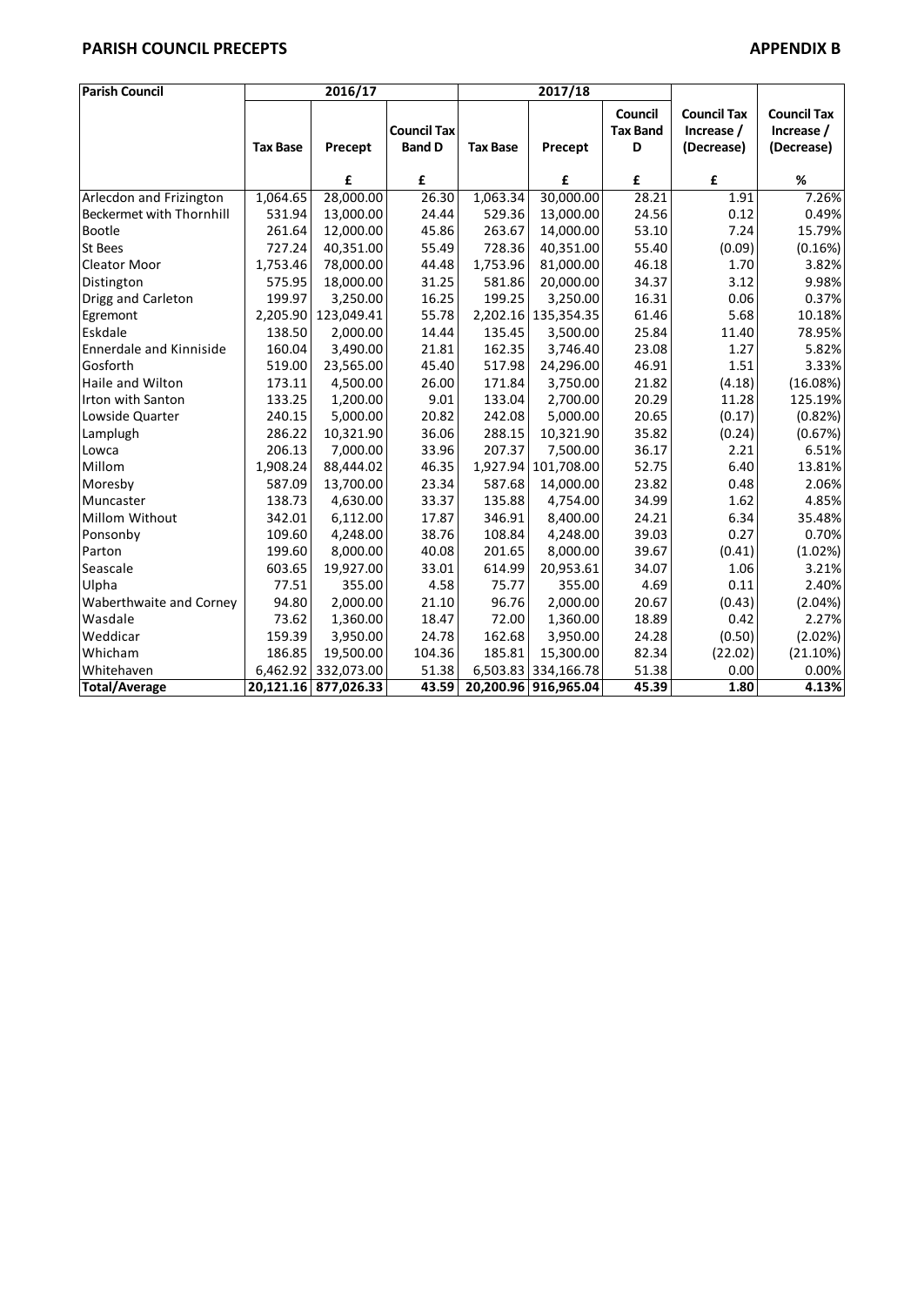**PARISH COUNCIL PRECEPTS** **APPENDIX B**

| Parish Council | 2016/17 | | | 2017/18 | | | | |
|---|---|---|---|---|---|---|---|---|
| | Tax Base | Precept | Council Tax Band D | Tax Base | Precept | Council Tax Band D | Council Tax Increase / (Decrease) | Council Tax Increase / (Decrease) |
| | | £ | £ | | £ | £ | £ | % |
| Arlecdon and Frizington | 1,064.65 | 28,000.00 | 26.30 | 1,063.34 | 30,000.00 | 28.21 | 1.91 | 7.26% |
| Beckermet with Thornhill | 531.94 | 13,000.00 | 24.44 | 529.36 | 13,000.00 | 24.56 | 0.12 | 0.49% |
| Bootle | 261.64 | 12,000.00 | 45.86 | 263.67 | 14,000.00 | 53.10 | 7.24 | 15.79% |
| St Bees | 727.24 | 40,351.00 | 55.49 | 728.36 | 40,351.00 | 55.40 | (0.09) | (0.16%) |
| Cleator Moor | 1,753.46 | 78,000.00 | 44.48 | 1,753.96 | 81,000.00 | 46.18 | 1.70 | 3.82% |
| Distington | 575.95 | 18,000.00 | 31.25 | 581.86 | 20,000.00 | 34.37 | 3.12 | 9.98% |
| Drigg and Carleton | 199.97 | 3,250.00 | 16.25 | 199.25 | 3,250.00 | 16.31 | 0.06 | 0.37% |
| Egremont | 2,205.90 | 123,049.41 | 55.78 | 2,202.16 | 135,354.35 | 61.46 | 5.68 | 10.18% |
| Eskdale | 138.50 | 2,000.00 | 14.44 | 135.45 | 3,500.00 | 25.84 | 11.40 | 78.95% |
| Ennerdale and Kinniside | 160.04 | 3,490.00 | 21.81 | 162.35 | 3,746.40 | 23.08 | 1.27 | 5.82% |
| Gosforth | 519.00 | 23,565.00 | 45.40 | 517.98 | 24,296.00 | 46.91 | 1.51 | 3.33% |
| Haile and Wilton | 173.11 | 4,500.00 | 26.00 | 171.84 | 3,750.00 | 21.82 | (4.18) | (16.08%) |
| Irton with Santon | 133.25 | 1,200.00 | 9.01 | 133.04 | 2,700.00 | 20.29 | 11.28 | 125.19% |
| Lowside Quarter | 240.15 | 5,000.00 | 20.82 | 242.08 | 5,000.00 | 20.65 | (0.17) | (0.82%) |
| Lamplugh | 286.22 | 10,321.90 | 36.06 | 288.15 | 10,321.90 | 35.82 | (0.24) | (0.67%) |
| Lowca | 206.13 | 7,000.00 | 33.96 | 207.37 | 7,500.00 | 36.17 | 2.21 | 6.51% |
| Millom | 1,908.24 | 88,444.02 | 46.35 | 1,927.94 | 101,708.00 | 52.75 | 6.40 | 13.81% |
| Moresby | 587.09 | 13,700.00 | 23.34 | 587.68 | 14,000.00 | 23.82 | 0.48 | 2.06% |
| Muncaster | 138.73 | 4,630.00 | 33.37 | 135.88 | 4,754.00 | 34.99 | 1.62 | 4.85% |
| Millom Without | 342.01 | 6,112.00 | 17.87 | 346.91 | 8,400.00 | 24.21 | 6.34 | 35.48% |
| Ponsonby | 109.60 | 4,248.00 | 38.76 | 108.84 | 4,248.00 | 39.03 | 0.27 | 0.70% |
| Parton | 199.60 | 8,000.00 | 40.08 | 201.65 | 8,000.00 | 39.67 | (0.41) | (1.02%) |
| Seascale | 603.65 | 19,927.00 | 33.01 | 614.99 | 20,953.61 | 34.07 | 1.06 | 3.21% |
| Ulpha | 77.51 | 355.00 | 4.58 | 75.77 | 355.00 | 4.69 | 0.11 | 2.40% |
| Waberthwaite and Corney | 94.80 | 2,000.00 | 21.10 | 96.76 | 2,000.00 | 20.67 | (0.43) | (2.04%) |
| Wasdale | 73.62 | 1,360.00 | 18.47 | 72.00 | 1,360.00 | 18.89 | 0.42 | 2.27% |
| Weddicar | 159.39 | 3,950.00 | 24.78 | 162.68 | 3,950.00 | 24.28 | (0.50) | (2.02%) |
| Whicham | 186.85 | 19,500.00 | 104.36 | 185.81 | 15,300.00 | 82.34 | (22.02) | (21.10%) |
| Whitehaven | 6,462.92 | 332,073.00 | 51.38 | 6,503.83 | 334,166.78 | 51.38 | 0.00 | 0.00% |
| **Total/Average** | **20,121.16** | **877,026.33** | **43.59** | **20,200.96** | **916,965.04** | **45.39** | **1.80** | **4.13%** |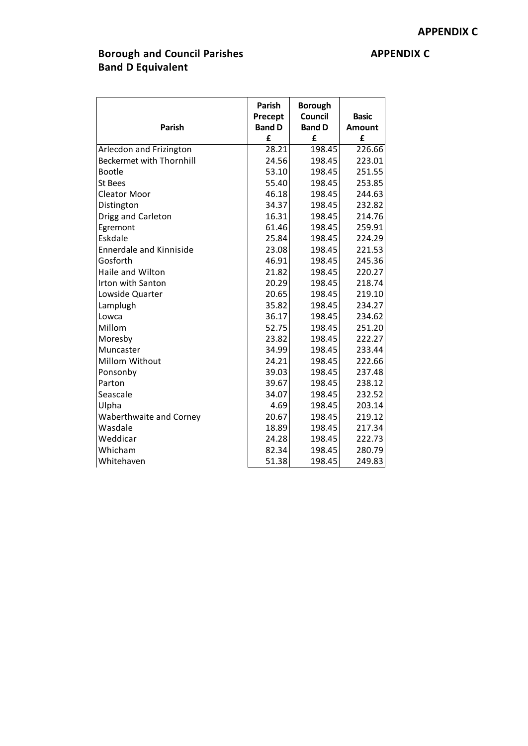**APPENDIX C**

## Borough and Council Parishes
## Band D Equivalent

**APPENDIX C**

| Parish | Parish Precept Band D £ | Borough Council Band D £ | Basic Amount £ |
|---|---|---|---|
| Arlecdon and Frizington | 28.21 | 198.45 | 226.66 |
| Beckermet with Thornhill | 24.56 | 198.45 | 223.01 |
| Bootle | 53.10 | 198.45 | 251.55 |
| St Bees | 55.40 | 198.45 | 253.85 |
| Cleator Moor | 46.18 | 198.45 | 244.63 |
| Distington | 34.37 | 198.45 | 232.82 |
| Drigg and Carleton | 16.31 | 198.45 | 214.76 |
| Egremont | 61.46 | 198.45 | 259.91 |
| Eskdale | 25.84 | 198.45 | 224.29 |
| Ennerdale and Kinniside | 23.08 | 198.45 | 221.53 |
| Gosforth | 46.91 | 198.45 | 245.36 |
| Haile and Wilton | 21.82 | 198.45 | 220.27 |
| Irton with Santon | 20.29 | 198.45 | 218.74 |
| Lowside Quarter | 20.65 | 198.45 | 219.10 |
| Lamplugh | 35.82 | 198.45 | 234.27 |
| Lowca | 36.17 | 198.45 | 234.62 |
| Millom | 52.75 | 198.45 | 251.20 |
| Moresby | 23.82 | 198.45 | 222.27 |
| Muncaster | 34.99 | 198.45 | 233.44 |
| Millom Without | 24.21 | 198.45 | 222.66 |
| Ponsonby | 39.03 | 198.45 | 237.48 |
| Parton | 39.67 | 198.45 | 238.12 |
| Seascale | 34.07 | 198.45 | 232.52 |
| Ulpha | 4.69 | 198.45 | 203.14 |
| Waberthwaite and Corney | 20.67 | 198.45 | 219.12 |
| Wasdale | 18.89 | 198.45 | 217.34 |
| Weddicar | 24.28 | 198.45 | 222.73 |
| Whicham | 82.34 | 198.45 | 280.79 |
| Whitehaven | 51.38 | 198.45 | 249.83 |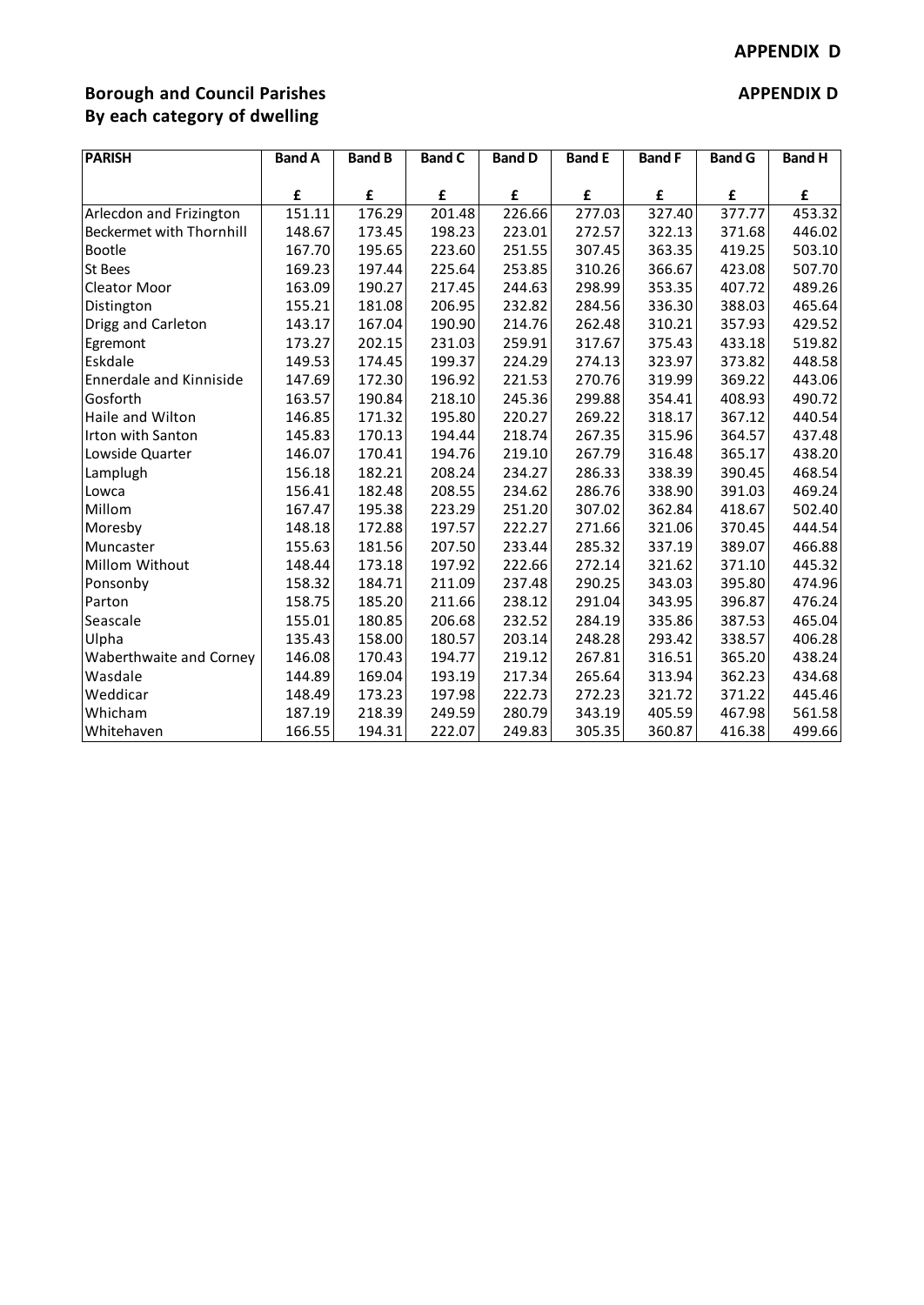## APPENDIX D

**Borough and Council Parishes**
**By each category of dwelling**

**APPENDIX D**

| PARISH | Band A | Band B | Band C | Band D | Band E | Band F | Band G | Band H |
|---|---|---|---|---|---|---|---|---|
| | £ | £ | £ | £ | £ | £ | £ | £ |
| Arlecdon and Frizington | 151.11 | 176.29 | 201.48 | 226.66 | 277.03 | 327.40 | 377.77 | 453.32 |
| Beckermet with Thornhill | 148.67 | 173.45 | 198.23 | 223.01 | 272.57 | 322.13 | 371.68 | 446.02 |
| Bootle | 167.70 | 195.65 | 223.60 | 251.55 | 307.45 | 363.35 | 419.25 | 503.10 |
| St Bees | 169.23 | 197.44 | 225.64 | 253.85 | 310.26 | 366.67 | 423.08 | 507.70 |
| Cleator Moor | 163.09 | 190.27 | 217.45 | 244.63 | 298.99 | 353.35 | 407.72 | 489.26 |
| Distington | 155.21 | 181.08 | 206.95 | 232.82 | 284.56 | 336.30 | 388.03 | 465.64 |
| Drigg and Carleton | 143.17 | 167.04 | 190.90 | 214.76 | 262.48 | 310.21 | 357.93 | 429.52 |
| Egremont | 173.27 | 202.15 | 231.03 | 259.91 | 317.67 | 375.43 | 433.18 | 519.82 |
| Eskdale | 149.53 | 174.45 | 199.37 | 224.29 | 274.13 | 323.97 | 373.82 | 448.58 |
| Ennerdale and Kinniside | 147.69 | 172.30 | 196.92 | 221.53 | 270.76 | 319.99 | 369.22 | 443.06 |
| Gosforth | 163.57 | 190.84 | 218.10 | 245.36 | 299.88 | 354.41 | 408.93 | 490.72 |
| Haile and Wilton | 146.85 | 171.32 | 195.80 | 220.27 | 269.22 | 318.17 | 367.12 | 440.54 |
| Irton with Santon | 145.83 | 170.13 | 194.44 | 218.74 | 267.35 | 315.96 | 364.57 | 437.48 |
| Lowside Quarter | 146.07 | 170.41 | 194.76 | 219.10 | 267.79 | 316.48 | 365.17 | 438.20 |
| Lamplugh | 156.18 | 182.21 | 208.24 | 234.27 | 286.33 | 338.39 | 390.45 | 468.54 |
| Lowca | 156.41 | 182.48 | 208.55 | 234.62 | 286.76 | 338.90 | 391.03 | 469.24 |
| Millom | 167.47 | 195.38 | 223.29 | 251.20 | 307.02 | 362.84 | 418.67 | 502.40 |
| Moresby | 148.18 | 172.88 | 197.57 | 222.27 | 271.66 | 321.06 | 370.45 | 444.54 |
| Muncaster | 155.63 | 181.56 | 207.50 | 233.44 | 285.32 | 337.19 | 389.07 | 466.88 |
| Millom Without | 148.44 | 173.18 | 197.92 | 222.66 | 272.14 | 321.62 | 371.10 | 445.32 |
| Ponsonby | 158.32 | 184.71 | 211.09 | 237.48 | 290.25 | 343.03 | 395.80 | 474.96 |
| Parton | 158.75 | 185.20 | 211.66 | 238.12 | 291.04 | 343.95 | 396.87 | 476.24 |
| Seascale | 155.01 | 180.85 | 206.68 | 232.52 | 284.19 | 335.86 | 387.53 | 465.04 |
| Ulpha | 135.43 | 158.00 | 180.57 | 203.14 | 248.28 | 293.42 | 338.57 | 406.28 |
| Waberthwaite and Corney | 146.08 | 170.43 | 194.77 | 219.12 | 267.81 | 316.51 | 365.20 | 438.24 |
| Wasdale | 144.89 | 169.04 | 193.19 | 217.34 | 265.64 | 313.94 | 362.23 | 434.68 |
| Weddicar | 148.49 | 173.23 | 197.98 | 222.73 | 272.23 | 321.72 | 371.22 | 445.46 |
| Whicham | 187.19 | 218.39 | 249.59 | 280.79 | 343.19 | 405.59 | 467.98 | 561.58 |
| Whitehaven | 166.55 | 194.31 | 222.07 | 249.83 | 305.35 | 360.87 | 416.38 | 499.66 |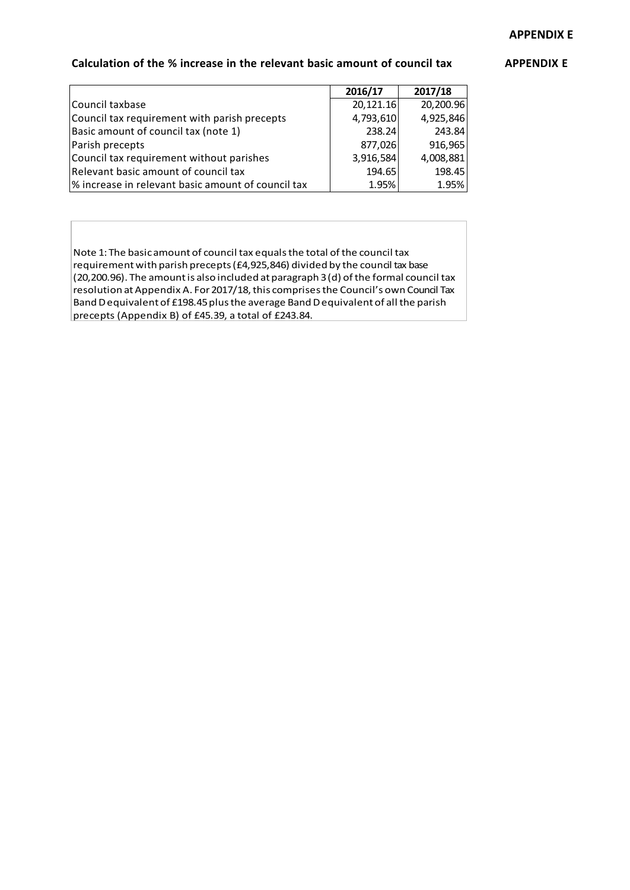**APPENDIX E**

## Calculation of the % increase in the relevant basic amount of council tax

**APPENDIX E**

| | 2016/17 | 2017/18 |
|---|---|---|
| Council taxbase | 20,121.16 | 20,200.96 |
| Council tax requirement with parish precepts | 4,793,610 | 4,925,846 |
| Basic amount of council tax (note 1) | 238.24 | 243.84 |
| Parish precepts | 877,026 | 916,965 |
| Council tax requirement without parishes | 3,916,584 | 4,008,881 |
| Relevant basic amount of council tax | 194.65 | 198.45 |
| % increase in relevant basic amount of council tax | 1.95% | 1.95% |

Note 1: The basic amount of council tax equals the total of the council tax requirement with parish precepts (£4,925,846) divided by the council tax base (20,200.96). The amount is also included at paragraph 3 (d) of the formal council tax resolution at Appendix A. For 2017/18, this comprises the Council's own Council Tax Band D equivalent of £198.45 plus the average Band D equivalent of all the parish precepts (Appendix B) of £45.39, a total of £243.84.